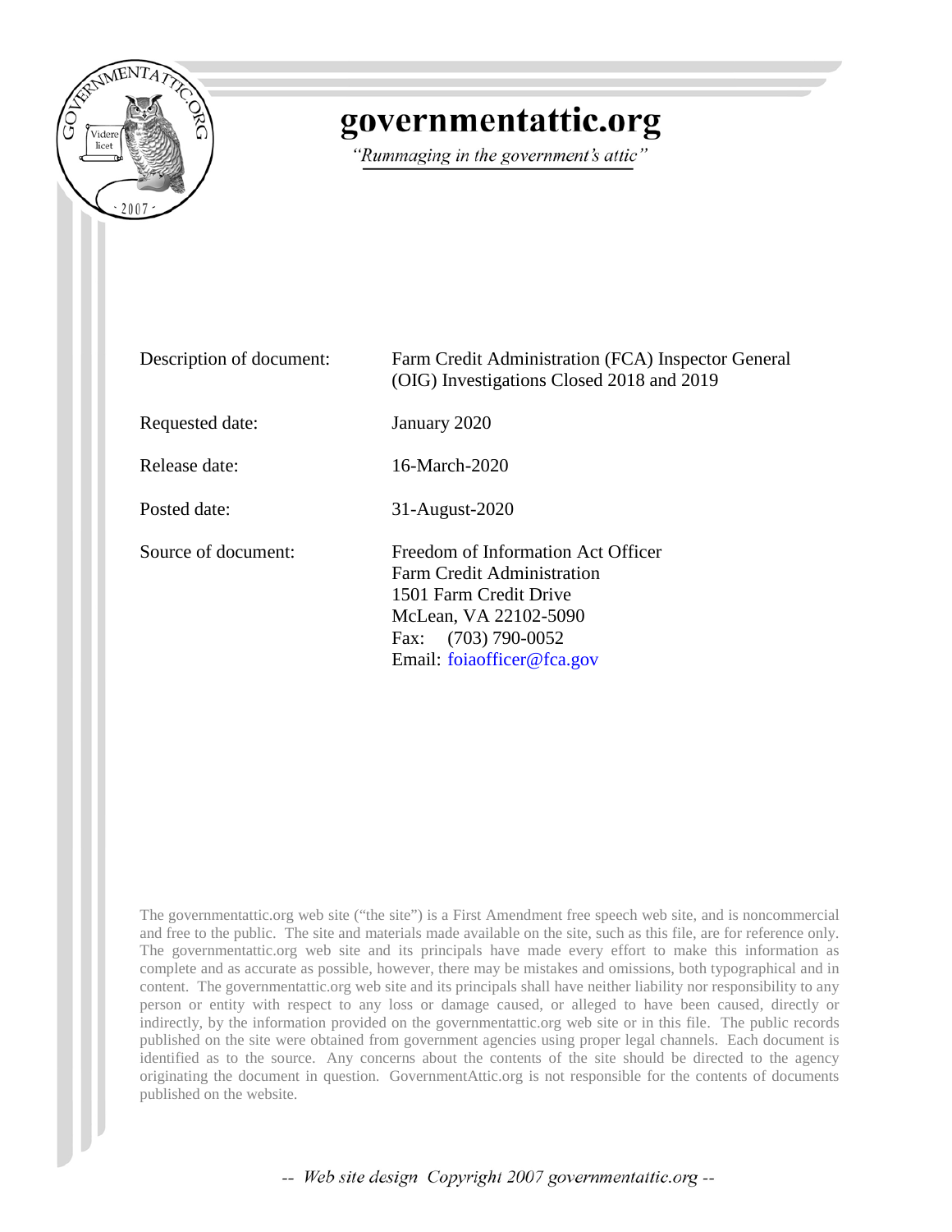# governmentattic.org

*"Rummaging in the government's attic"*

| | |
|---|---|
| Description of document: | Farm Credit Administration (FCA) Inspector General (OIG) Investigations Closed 2018 and 2019 |
| Requested date: | January 2020 |
| Release date: | 16-March-2020 |
| Posted date: | 31-August-2020 |
| Source of document: | Freedom of Information Act Officer<br>Farm Credit Administration<br>1501 Farm Credit Drive<br>McLean, VA 22102-5090<br>Fax: (703) 790-0052<br>Email: foiaofficer@fca.gov |

The governmentattic.org web site ("the site") is a First Amendment free speech web site, and is noncommercial and free to the public. The site and materials made available on the site, such as this file, are for reference only. The governmentattic.org web site and its principals have made every effort to make this information as complete and as accurate as possible, however, there may be mistakes and omissions, both typographical and in content. The governmentattic.org web site and its principals shall have neither liability nor responsibility to any person or entity with respect to any loss or damage caused, or alleged to have been caused, directly or indirectly, by the information provided on the governmentattic.org web site or in this file. The public records published on the site were obtained from government agencies using proper legal channels. Each document is identified as to the source. Any concerns about the contents of the site should be directed to the agency originating the document in question. GovernmentAttic.org is not responsible for the contents of documents published on the website.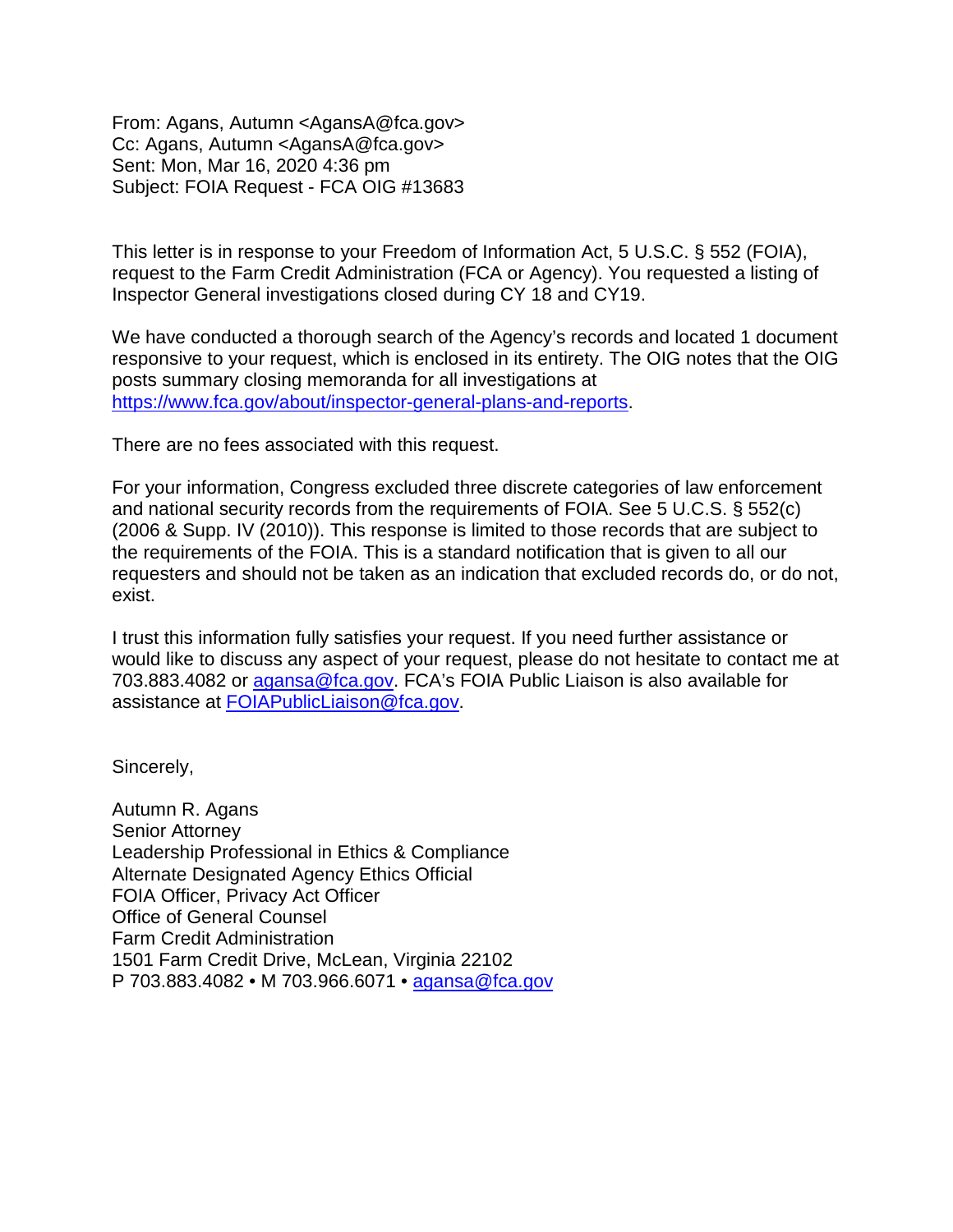From: Agans, Autumn <AgansA@fca.gov>
Cc: Agans, Autumn <AgansA@fca.gov>
Sent: Mon, Mar 16, 2020 4:36 pm
Subject: FOIA Request - FCA OIG #13683

This letter is in response to your Freedom of Information Act, 5 U.S.C. § 552 (FOIA), request to the Farm Credit Administration (FCA or Agency). You requested a listing of Inspector General investigations closed during CY 18 and CY19.

We have conducted a thorough search of the Agency's records and located 1 document responsive to your request, which is enclosed in its entirety. The OIG notes that the OIG posts summary closing memoranda for all investigations at https://www.fca.gov/about/inspector-general-plans-and-reports.

There are no fees associated with this request.

For your information, Congress excluded three discrete categories of law enforcement and national security records from the requirements of FOIA. See 5 U.C.S. § 552(c) (2006 & Supp. IV (2010)). This response is limited to those records that are subject to the requirements of the FOIA. This is a standard notification that is given to all our requesters and should not be taken as an indication that excluded records do, or do not, exist.

I trust this information fully satisfies your request. If you need further assistance or would like to discuss any aspect of your request, please do not hesitate to contact me at 703.883.4082 or agansa@fca.gov. FCA's FOIA Public Liaison is also available for assistance at FOIAPublicLiaison@fca.gov.

Sincerely,

Autumn R. Agans
Senior Attorney
Leadership Professional in Ethics & Compliance
Alternate Designated Agency Ethics Official
FOIA Officer, Privacy Act Officer
Office of General Counsel
Farm Credit Administration
1501 Farm Credit Drive, McLean, Virginia 22102
P 703.883.4082 • M 703.966.6071 • agansa@fca.gov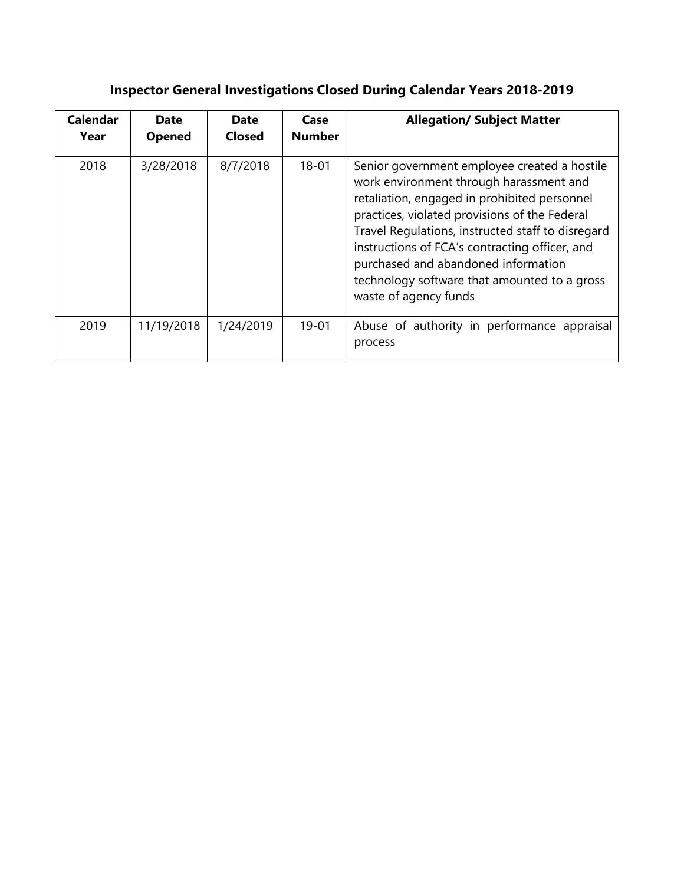# Inspector General Investigations Closed During Calendar Years 2018-2019

| Calendar Year | Date Opened | Date Closed | Case Number | Allegation/ Subject Matter |
|---|---|---|---|---|
| 2018 | 3/28/2018 | 8/7/2018 | 18-01 | Senior government employee created a hostile work environment through harassment and retaliation, engaged in prohibited personnel practices, violated provisions of the Federal Travel Regulations, instructed staff to disregard instructions of FCA's contracting officer, and purchased and abandoned information technology software that amounted to a gross waste of agency funds |
| 2019 | 11/19/2018 | 1/24/2019 | 19-01 | Abuse of authority in performance appraisal process |